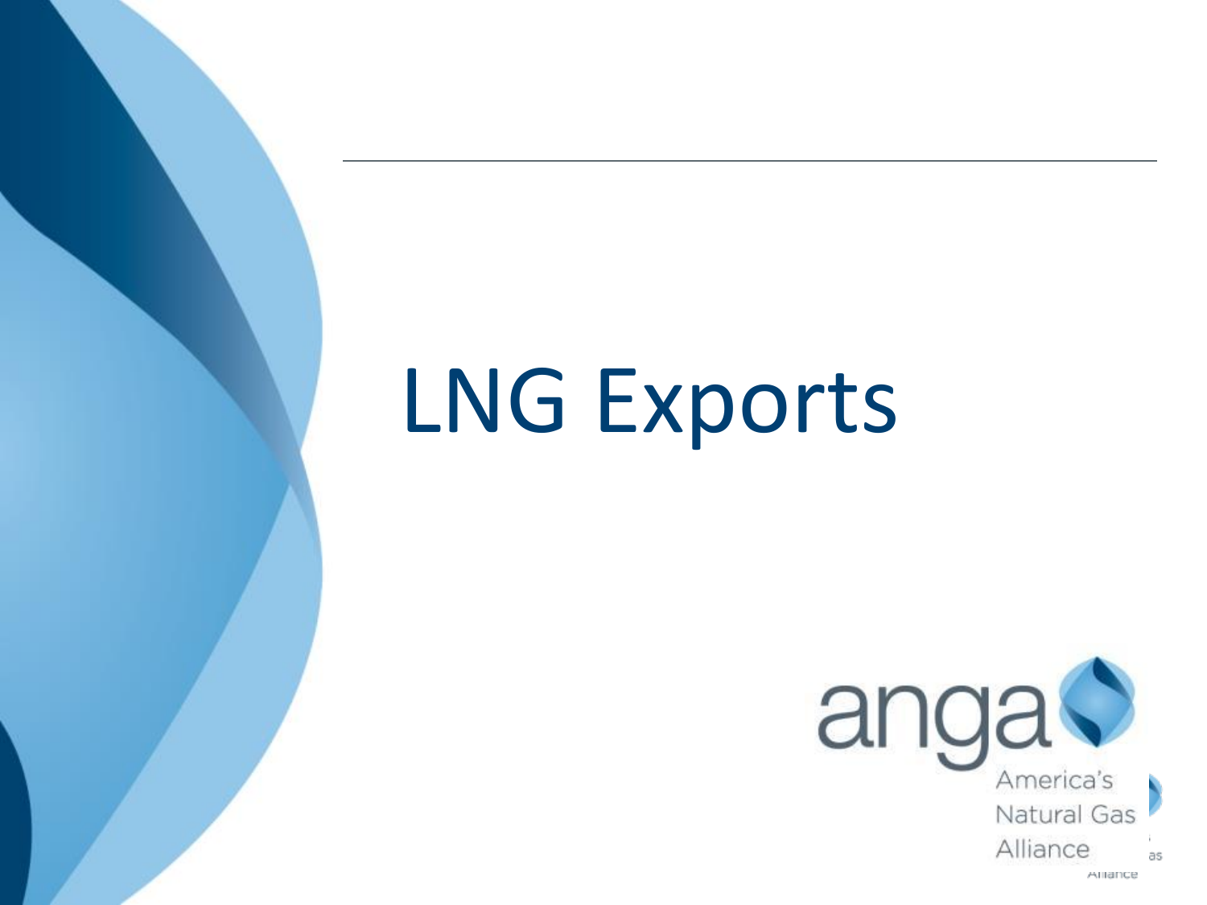# LNG Exports

anga

America's
Natural Gas
Alliance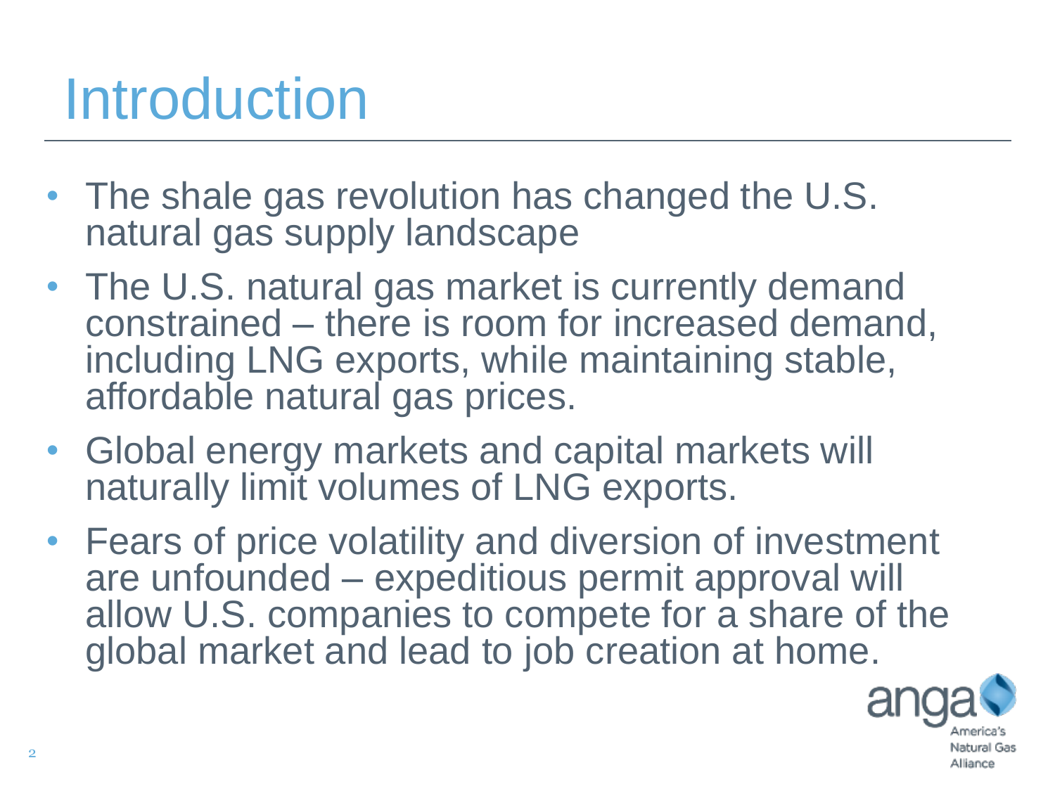# Introduction

- The shale gas revolution has changed the U.S. natural gas supply landscape
- The U.S. natural gas market is currently demand constrained – there is room for increased demand, including LNG exports, while maintaining stable, affordable natural gas prices.
- Global energy markets and capital markets will naturally limit volumes of LNG exports.
- Fears of price volatility and diversion of investment are unfounded – expeditious permit approval will allow U.S. companies to compete for a share of the global market and lead to job creation at home.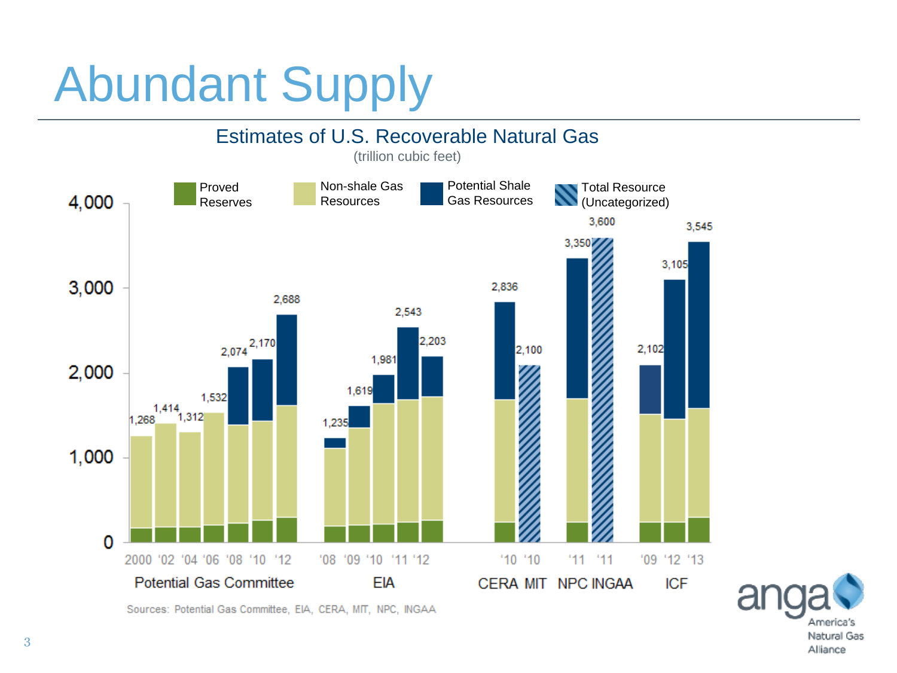# Abundant Supply

## Estimates of U.S. Recoverable Natural Gas

(trillion cubic feet)

| Source | Year | Total |
|---|---|---|
| Potential Gas Committee | 2000 | 1,268 |
| Potential Gas Committee | '02 | 1,414 |
| Potential Gas Committee | '04 | 1,312 |
| Potential Gas Committee | '06 | 1,532 |
| Potential Gas Committee | '08 | 2,074 |
| Potential Gas Committee | '10 | 2,170 |
| Potential Gas Committee | '12 | 2,688 |
| EIA | '08 | 1,235 |
| EIA | '09 | 1,619 |
| EIA | '10 | 1,981 |
| EIA | '11 | 2,543 |
| EIA | '12 | 2,203 |
| CERA | '10 | 2,836 |
| MIT | '10 | 2,100 |
| NPC | '11 | 3,350 |
| INGAA | '11 | 3,600 |
| ICF | '09 | 2,102 |
| ICF | '12 | 3,105 |
| ICF | '13 | 3,545 |

Legend: Proved Reserves; Non-shale Gas Resources; Potential Shale Gas Resources; Total Resource (Uncategorized)

Sources: Potential Gas Committee, EIA, CERA, MIT, NPC, INGAA

anga America's Natural Gas Alliance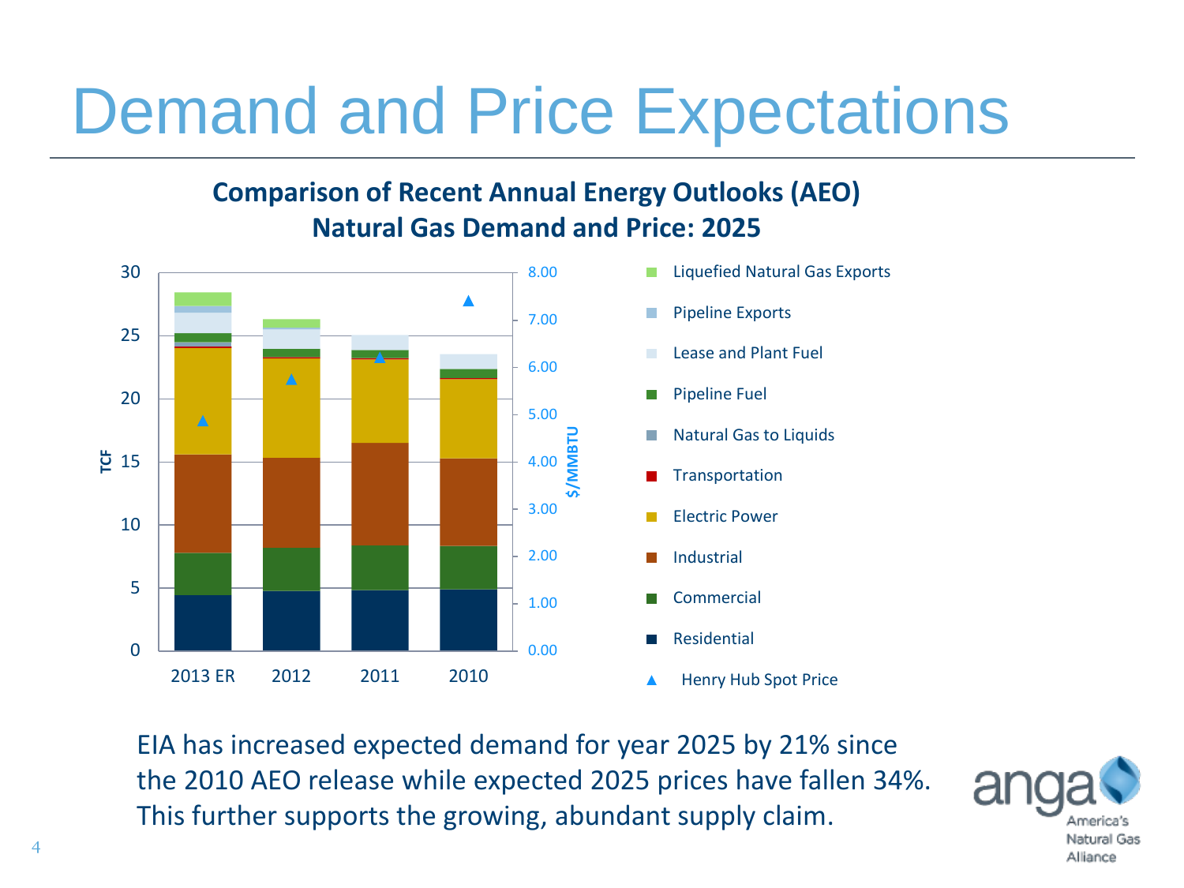# Demand and Price Expectations

**Comparison of Recent Annual Energy Outlooks (AEO)**
**Natural Gas Demand and Price: 2025**

EIA has increased expected demand for year 2025 by 21% since the 2010 AEO release while expected 2025 prices have fallen 34%. This further supports the growing, abundant supply claim.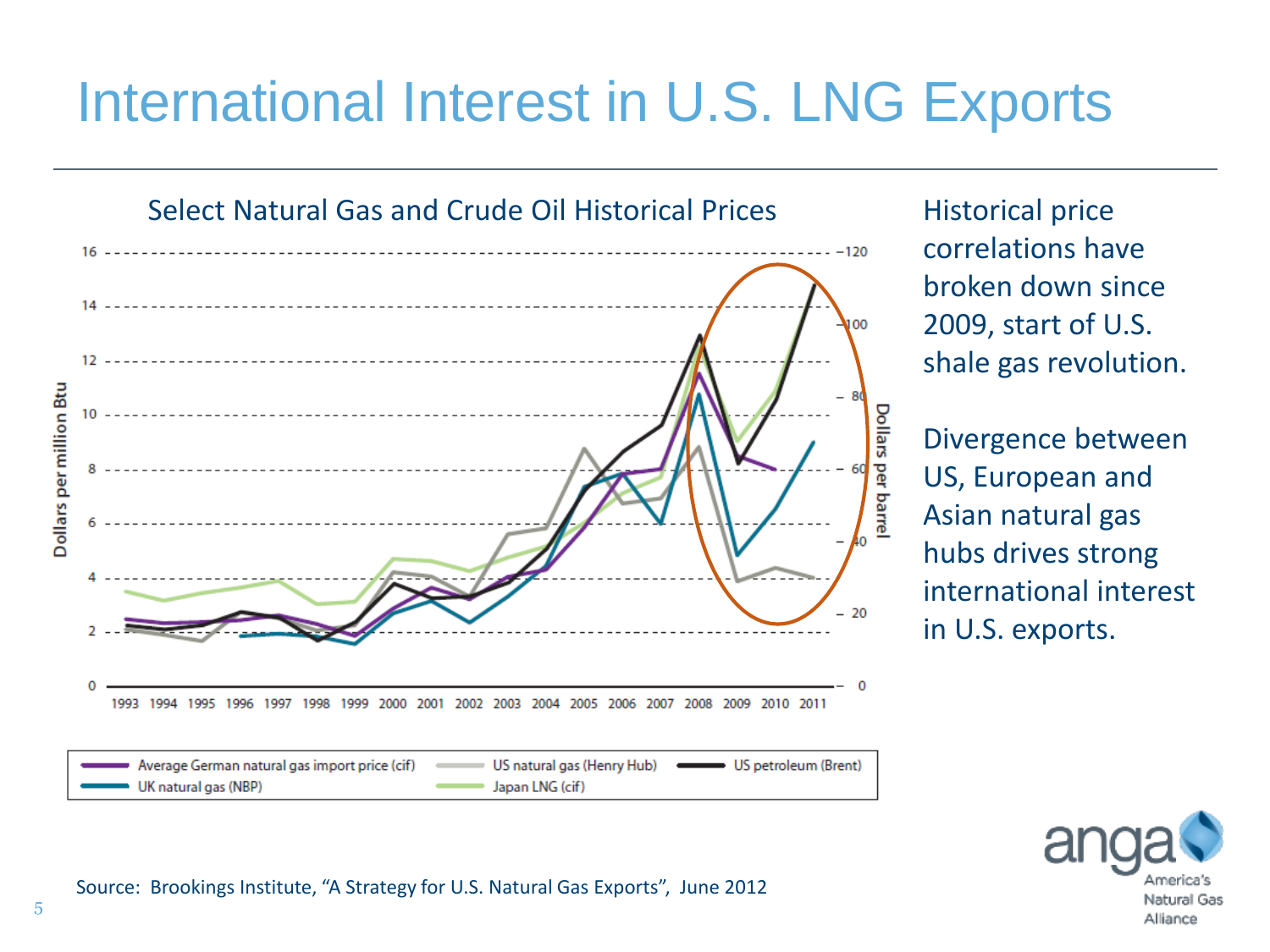# International Interest in U.S. LNG Exports

Select Natural Gas and Crude Oil Historical Prices

Historical price correlations have broken down since 2009, start of U.S. shale gas revolution.

Divergence between US, European and Asian natural gas hubs drives strong international interest in U.S. exports.

Source: Brookings Institute, "A Strategy for U.S. Natural Gas Exports", June 2012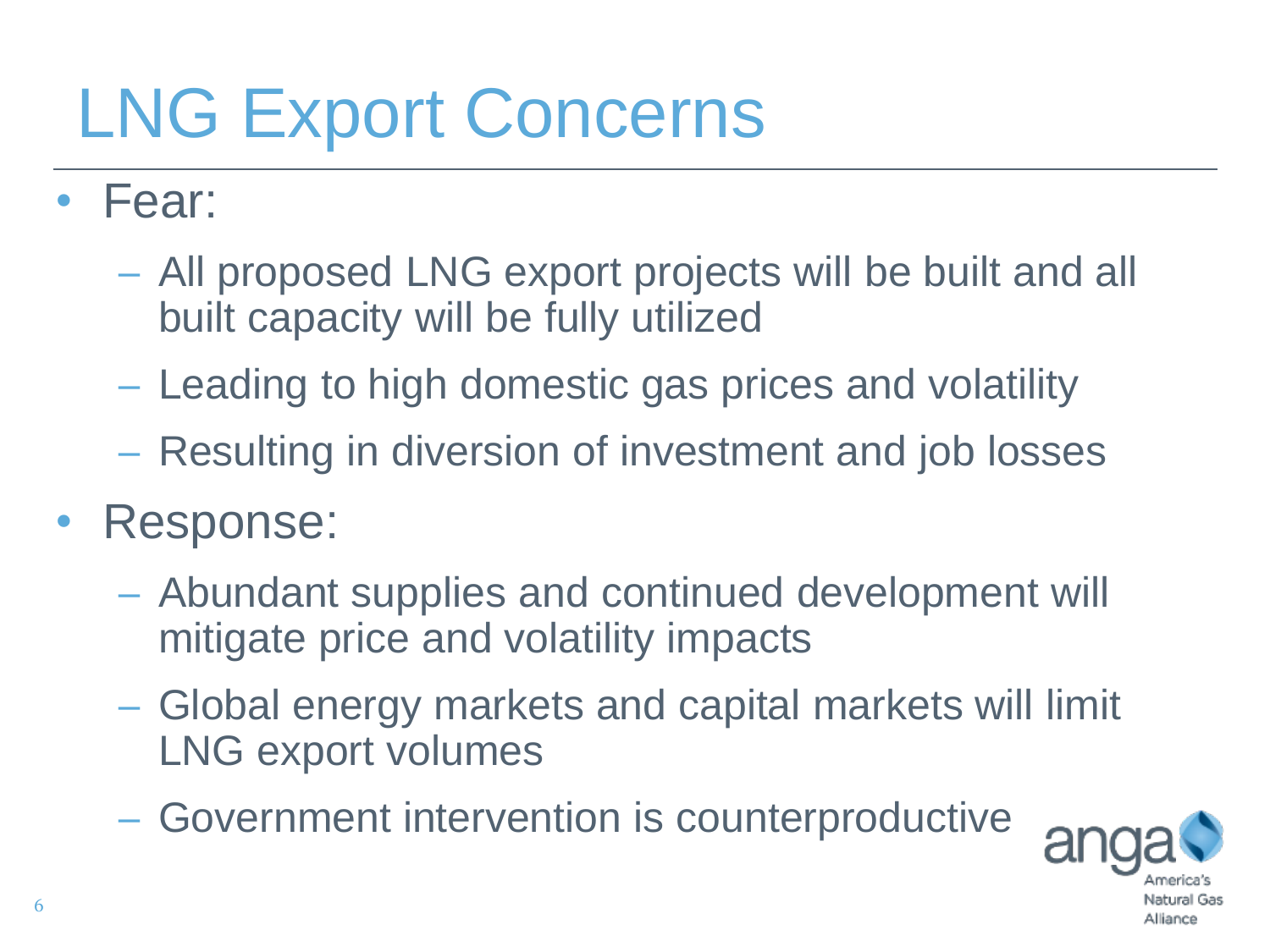# LNG Export Concerns

- Fear:
  - All proposed LNG export projects will be built and all built capacity will be fully utilized
  - Leading to high domestic gas prices and volatility
  - Resulting in diversion of investment and job losses
- Response:
  - Abundant supplies and continued development will mitigate price and volatility impacts
  - Global energy markets and capital markets will limit LNG export volumes
  - Government intervention is counterproductive

anga America's Natural Gas Alliance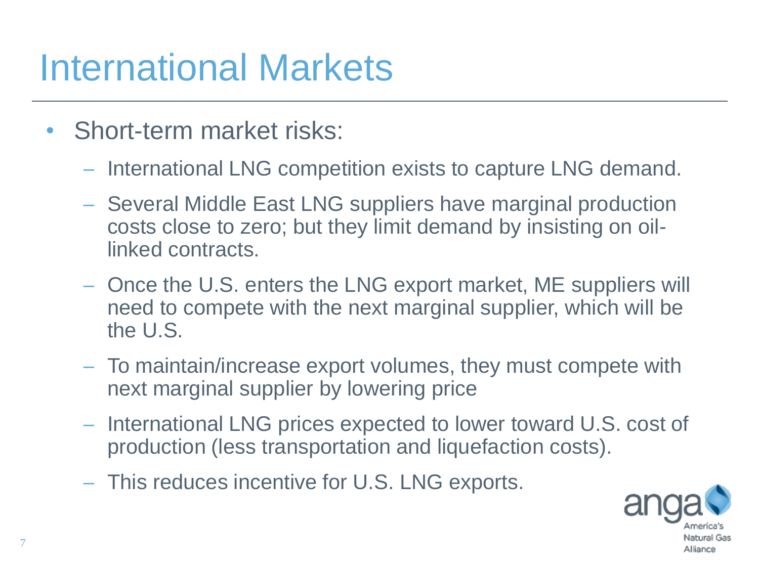# International Markets

- Short-term market risks:
  - International LNG competition exists to capture LNG demand.
  - Several Middle East LNG suppliers have marginal production costs close to zero; but they limit demand by insisting on oil-linked contracts.
  - Once the U.S. enters the LNG export market, ME suppliers will need to compete with the next marginal supplier, which will be the U.S.
  - To maintain/increase export volumes, they must compete with next marginal supplier by lowering price
  - International LNG prices expected to lower toward U.S. cost of production (less transportation and liquefaction costs).
  - This reduces incentive for U.S. LNG exports.

anga America's Natural Gas Alliance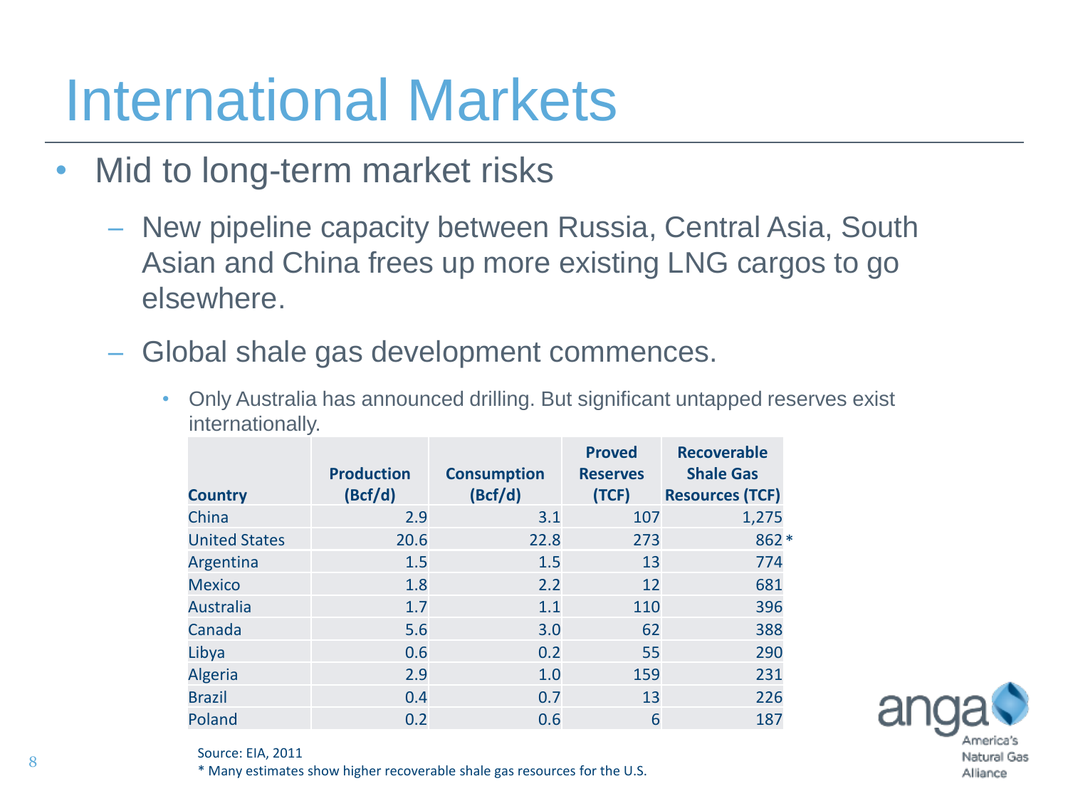# International Markets

- Mid to long-term market risks
  - New pipeline capacity between Russia, Central Asia, South Asian and China frees up more existing LNG cargos to go elsewhere.
  - Global shale gas development commences.
    - Only Australia has announced drilling. But significant untapped reserves exist internationally.

| Country | Production (Bcf/d) | Consumption (Bcf/d) | Proved Reserves (TCF) | Recoverable Shale Gas Resources (TCF) |
|---|---|---|---|---|
| China | 2.9 | 3.1 | 107 | 1,275 |
| United States | 20.6 | 22.8 | 273 | 862 * |
| Argentina | 1.5 | 1.5 | 13 | 774 |
| Mexico | 1.8 | 2.2 | 12 | 681 |
| Australia | 1.7 | 1.1 | 110 | 396 |
| Canada | 5.6 | 3.0 | 62 | 388 |
| Libya | 0.6 | 0.2 | 55 | 290 |
| Algeria | 2.9 | 1.0 | 159 | 231 |
| Brazil | 0.4 | 0.7 | 13 | 226 |
| Poland | 0.2 | 0.6 | 6 | 187 |

Source: EIA, 2011

* Many estimates show higher recoverable shale gas resources for the U.S.

anga America's Natural Gas Alliance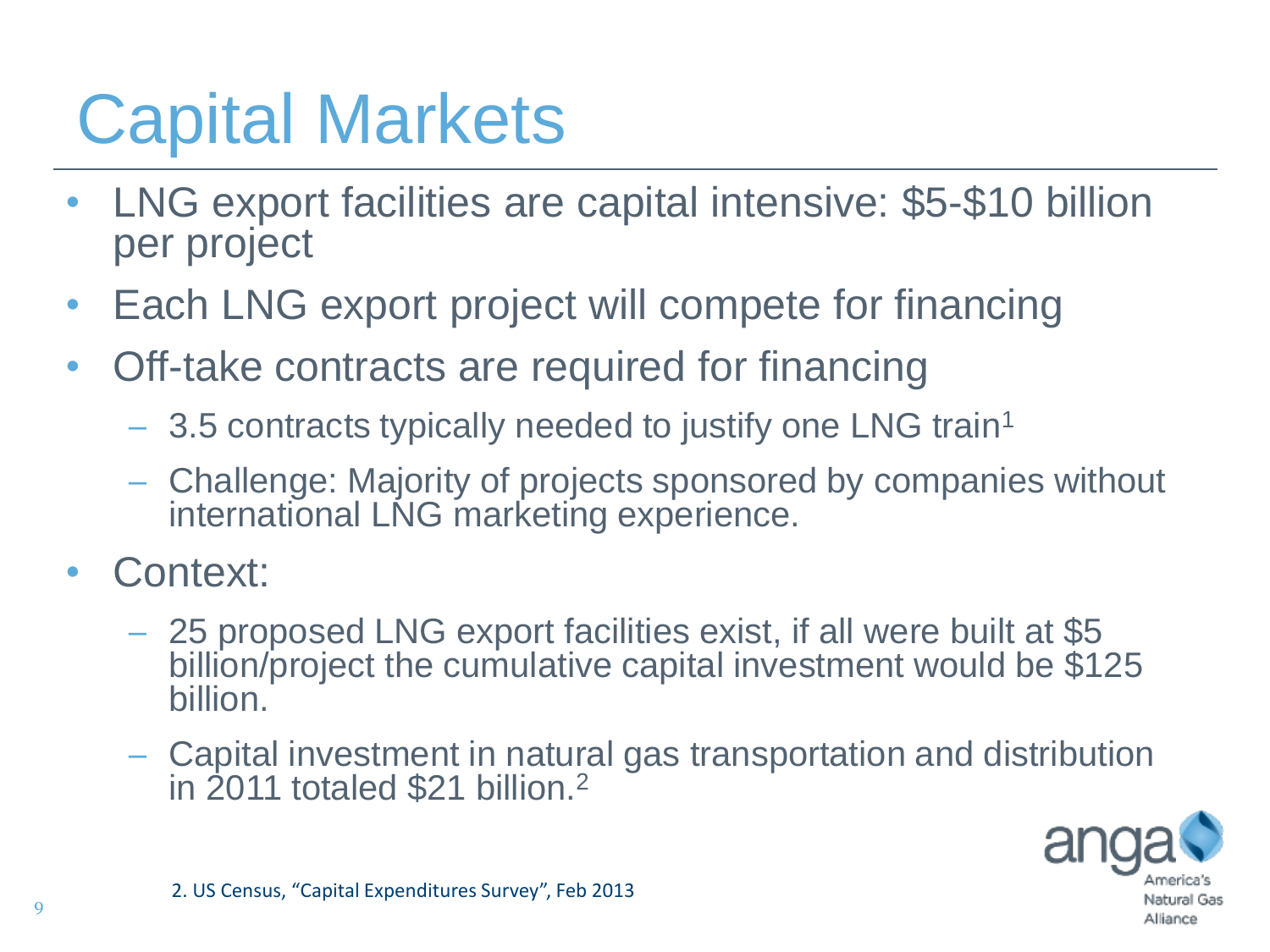# Capital Markets

- LNG export facilities are capital intensive: $5-$10 billion per project
- Each LNG export project will compete for financing
- Off-take contracts are required for financing
  - 3.5 contracts typically needed to justify one LNG train[1]
  - Challenge: Majority of projects sponsored by companies without international LNG marketing experience.
- Context:
  - 25 proposed LNG export facilities exist, if all were built at $5 billion/project the cumulative capital investment would be $125 billion.
  - Capital investment in natural gas transportation and distribution in 2011 totaled $21 billion.[2]

2. US Census, "Capital Expenditures Survey", Feb 2013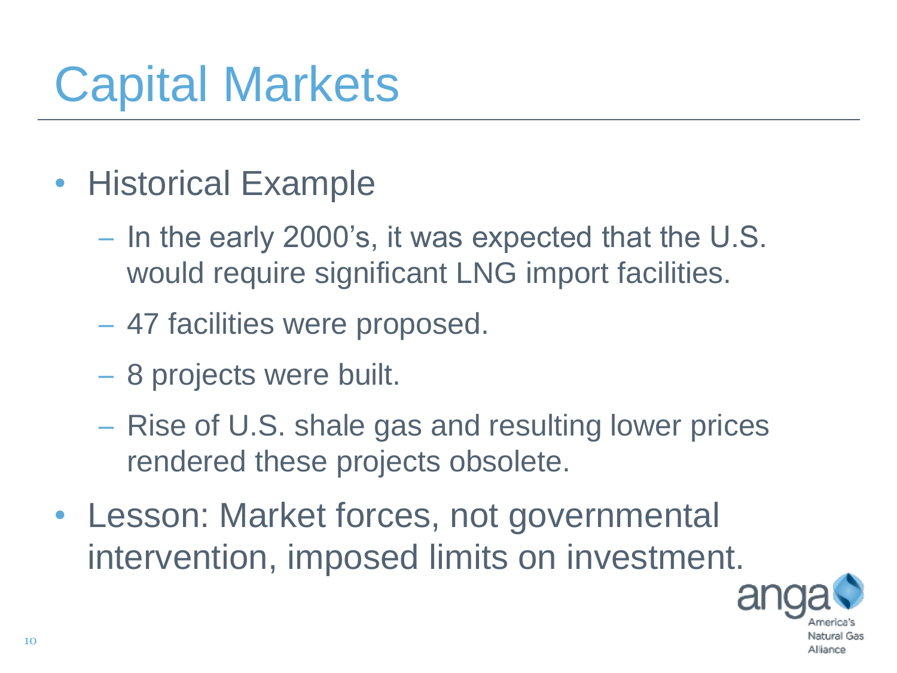# Capital Markets

- Historical Example
  - In the early 2000's, it was expected that the U.S. would require significant LNG import facilities.
  - 47 facilities were proposed.
  - 8 projects were built.
  - Rise of U.S. shale gas and resulting lower prices rendered these projects obsolete.
- Lesson: Market forces, not governmental intervention, imposed limits on investment.

anga America's Natural Gas Alliance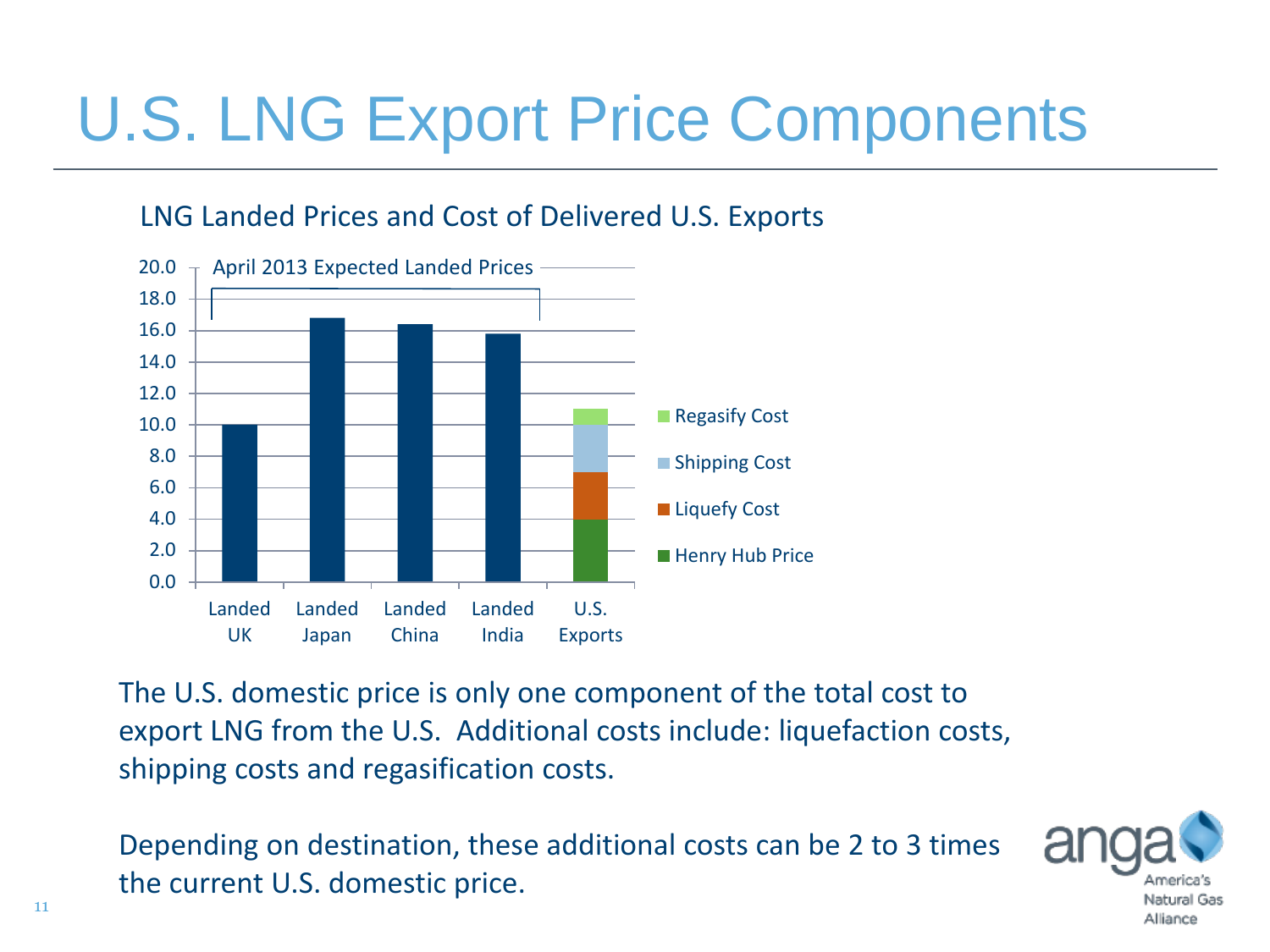# U.S. LNG Export Price Components

LNG Landed Prices and Cost of Delivered U.S. Exports

April 2013 Expected Landed Prices

| | Landed UK | Landed Japan | Landed China | Landed India | U.S. Exports |
|---|---|---|---|---|---|
| Landed Price | 10.0 | 16.8 | 16.4 | 15.8 | |
| Henry Hub Price | | | | | 4.0 |
| Liquefy Cost | | | | | 3.0 |
| Shipping Cost | | | | | 3.0 |
| Regasify Cost | | | | | 1.0 |

The U.S. domestic price is only one component of the total cost to export LNG from the U.S. Additional costs include: liquefaction costs, shipping costs and regasification costs.

Depending on destination, these additional costs can be 2 to 3 times the current U.S. domestic price.

anga America's Natural Gas Alliance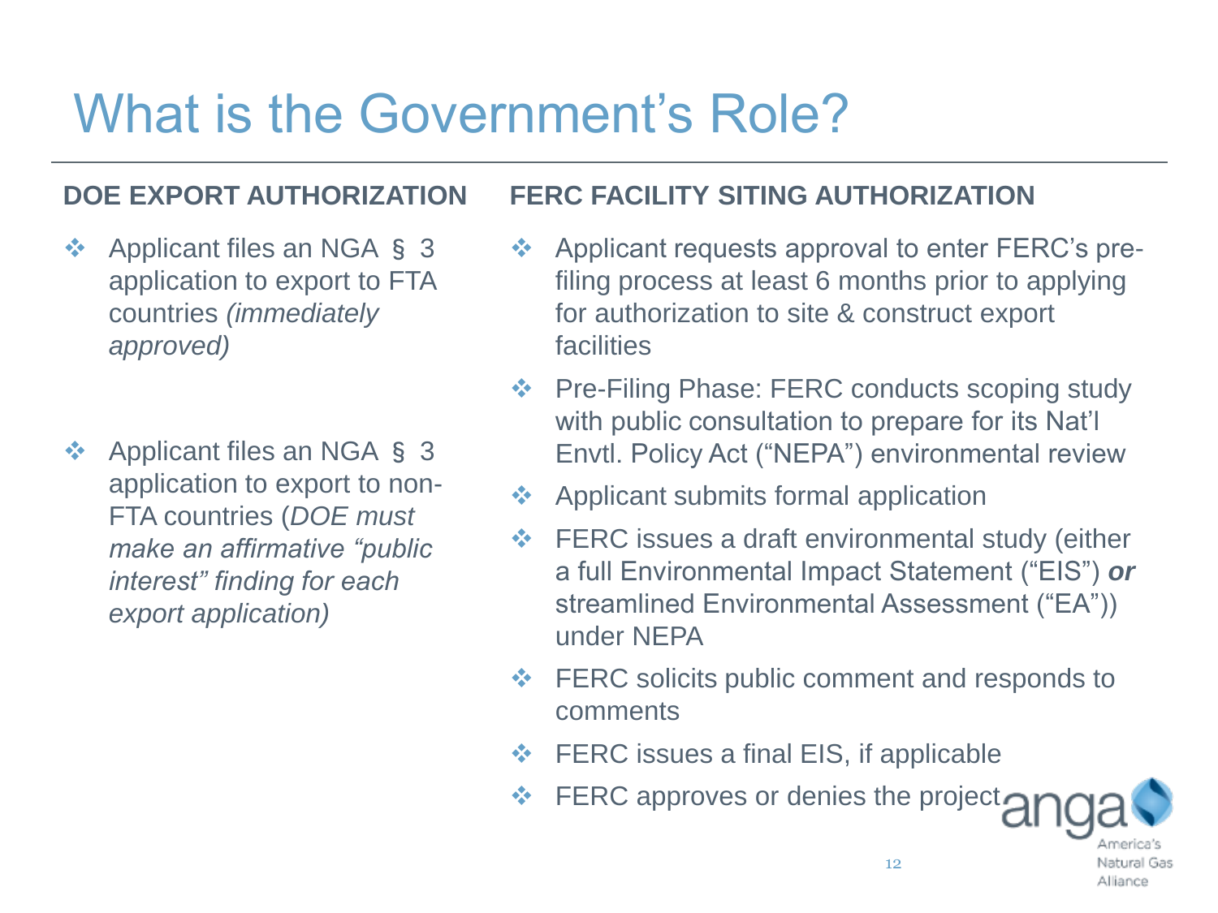# What is the Government's Role?

## DOE EXPORT AUTHORIZATION

- Applicant files an NGA § 3 application to export to FTA countries *(immediately approved)*
- Applicant files an NGA § 3 application to export to non-FTA countries (*DOE must make an affirmative "public interest" finding for each export application)*

## FERC FACILITY SITING AUTHORIZATION

- Applicant requests approval to enter FERC's pre-filing process at least 6 months prior to applying for authorization to site & construct export facilities
- Pre-Filing Phase: FERC conducts scoping study with public consultation to prepare for its Nat'l Envtl. Policy Act ("NEPA") environmental review
- Applicant submits formal application
- FERC issues a draft environmental study (either a full Environmental Impact Statement ("EIS") ***or*** streamlined Environmental Assessment ("EA")) under NEPA
- FERC solicits public comment and responds to comments
- FERC issues a final EIS, if applicable
- FERC approves or denies the project

anga America's Natural Gas Alliance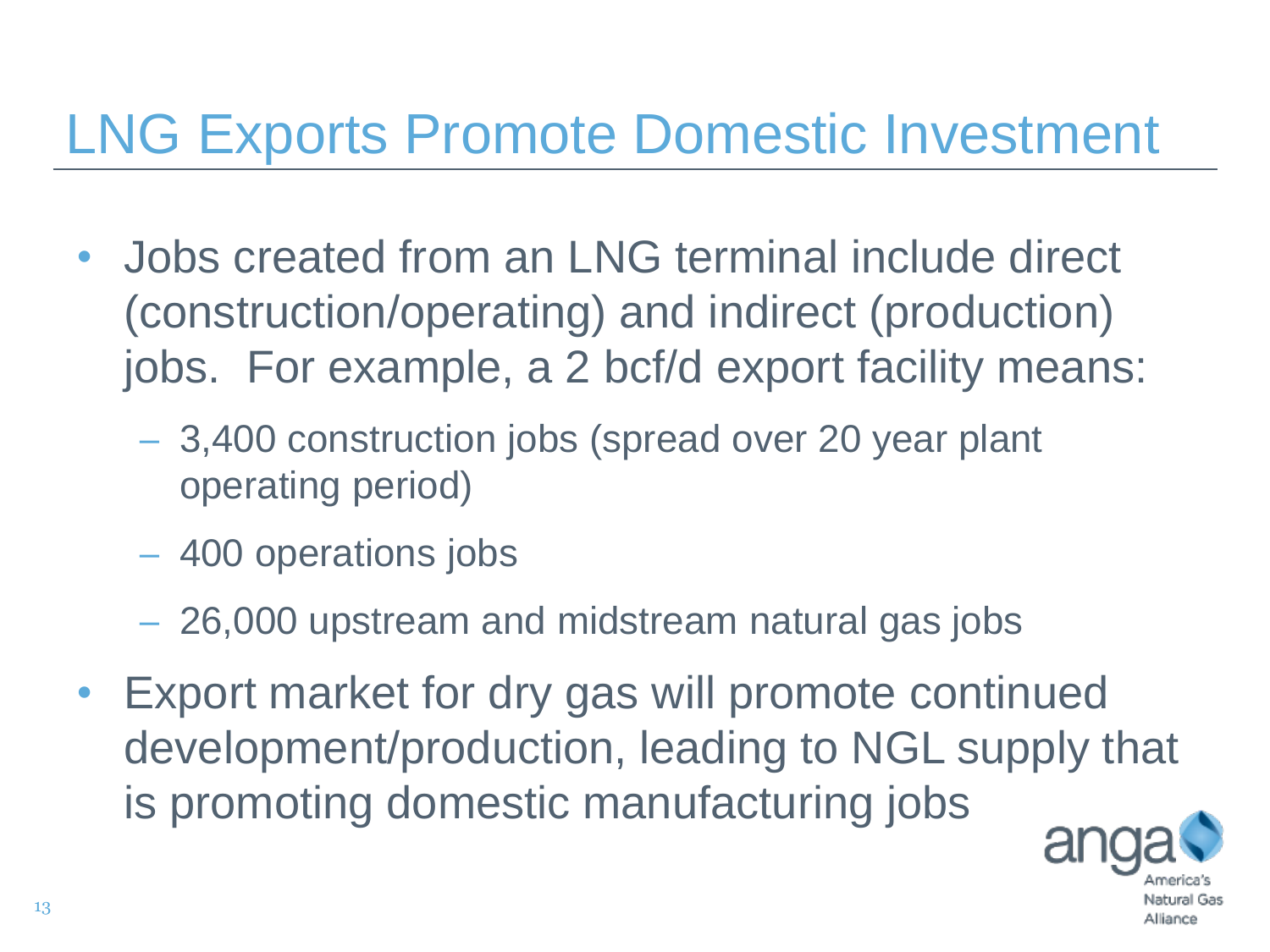# LNG Exports Promote Domestic Investment

- Jobs created from an LNG terminal include direct (construction/operating) and indirect (production) jobs. For example, a 2 bcf/d export facility means:
  - 3,400 construction jobs (spread over 20 year plant operating period)
  - 400 operations jobs
  - 26,000 upstream and midstream natural gas jobs
- Export market for dry gas will promote continued development/production, leading to NGL supply that is promoting domestic manufacturing jobs

anga America's Natural Gas Alliance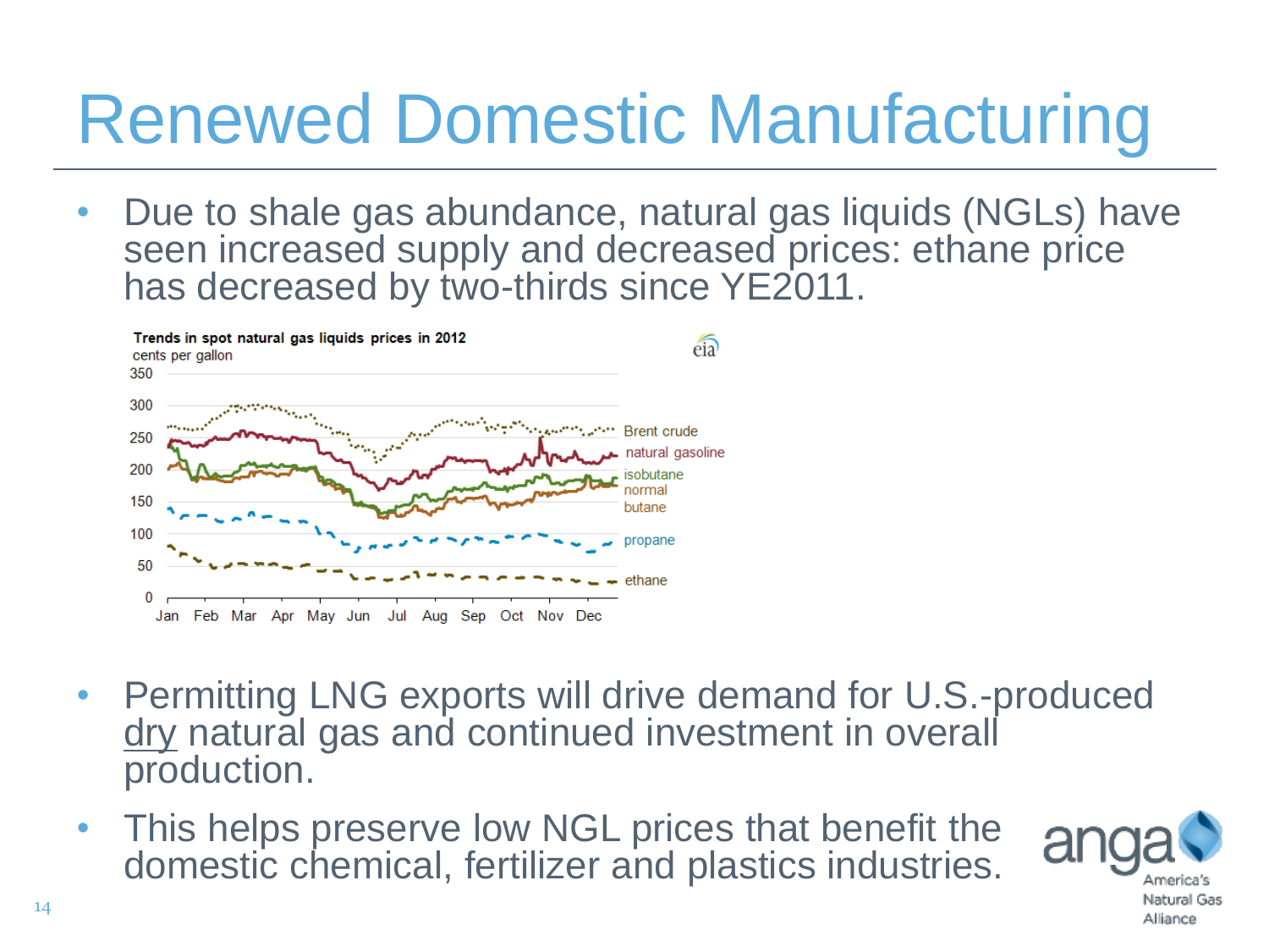# Renewed Domestic Manufacturing

- Due to shale gas abundance, natural gas liquids (NGLs) have seen increased supply and decreased prices: ethane price has decreased by two-thirds since YE2011.

**Trends in spot natural gas liquids prices in 2012**
cents per gallon

- Permitting LNG exports will drive demand for U.S.-produced dry natural gas and continued investment in overall production.
- This helps preserve low NGL prices that benefit the domestic chemical, fertilizer and plastics industries.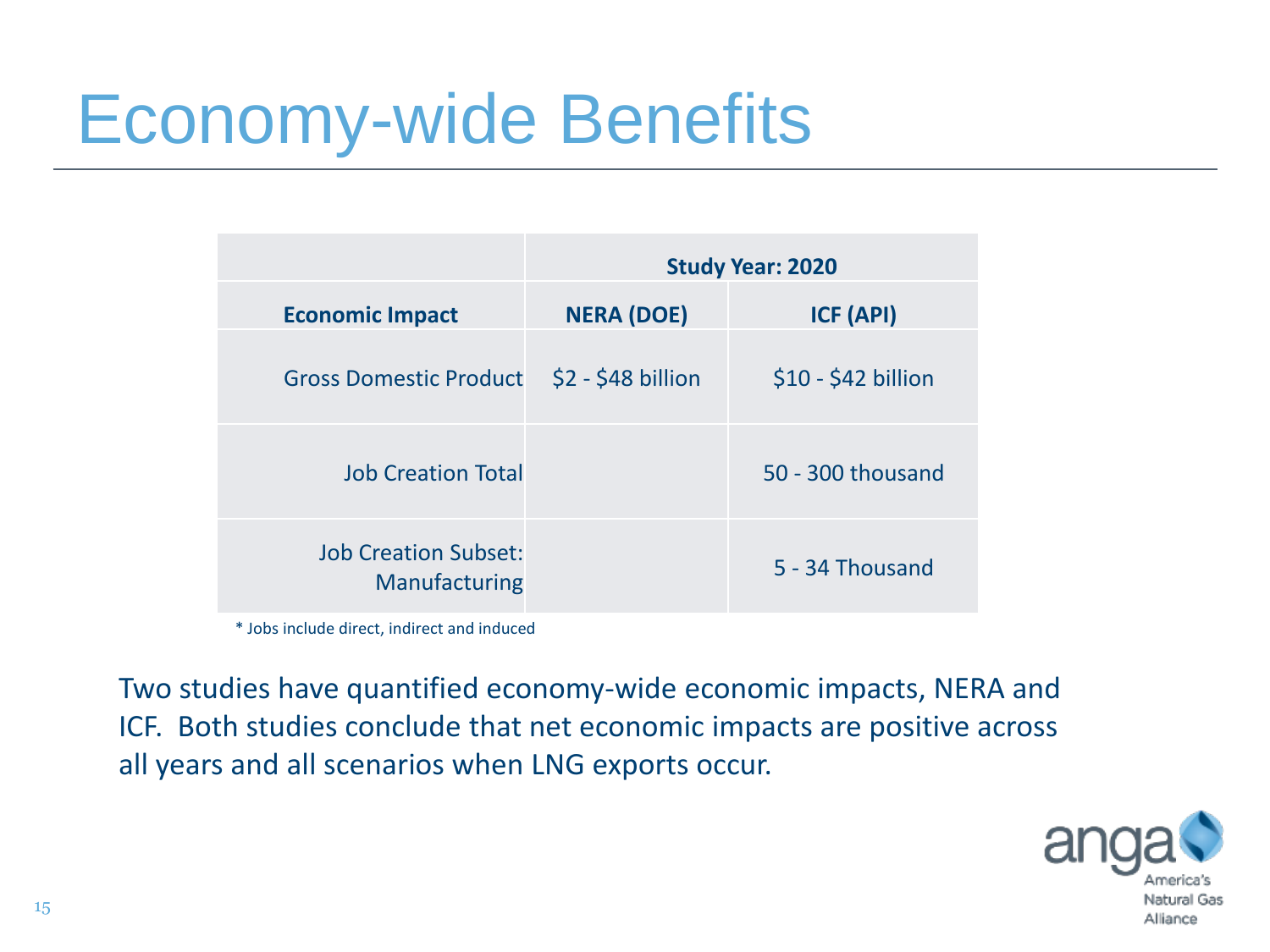# Economy-wide Benefits

| | Study Year: 2020 | |
|---|---|---|
| **Economic Impact** | **NERA (DOE)** | **ICF (API)** |
| Gross Domestic Product | $2 - $48 billion | $10 - $42 billion |
| Job Creation Total | | 50 - 300 thousand |
| Job Creation Subset: Manufacturing | | 5 - 34 Thousand |

* Jobs include direct, indirect and induced

Two studies have quantified economy-wide economic impacts, NERA and ICF. Both studies conclude that net economic impacts are positive across all years and all scenarios when LNG exports occur.

anga America's Natural Gas Alliance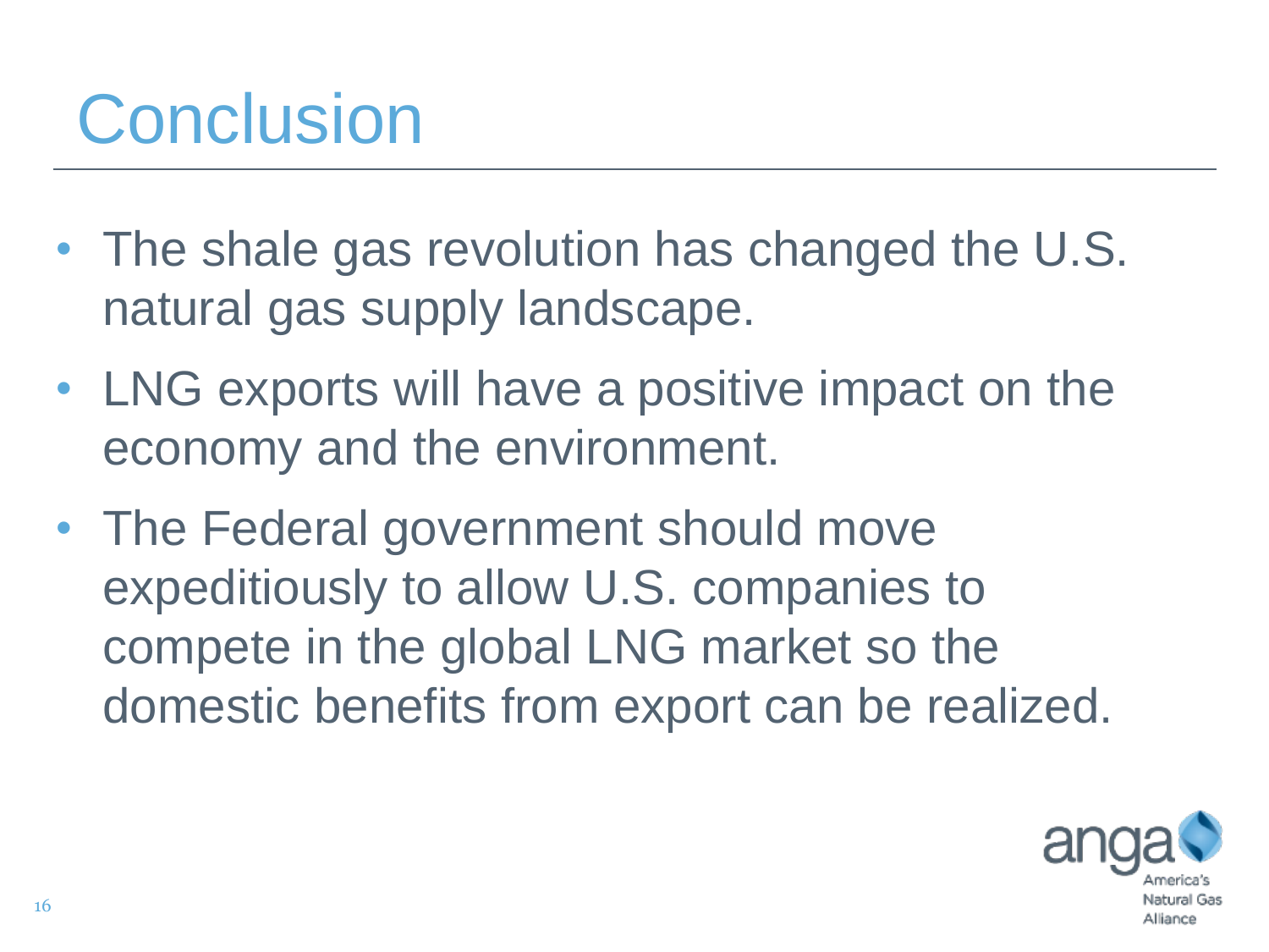# Conclusion

- The shale gas revolution has changed the U.S. natural gas supply landscape.
- LNG exports will have a positive impact on the economy and the environment.
- The Federal government should move expeditiously to allow U.S. companies to compete in the global LNG market so the domestic benefits from export can be realized.

anga America's Natural Gas Alliance